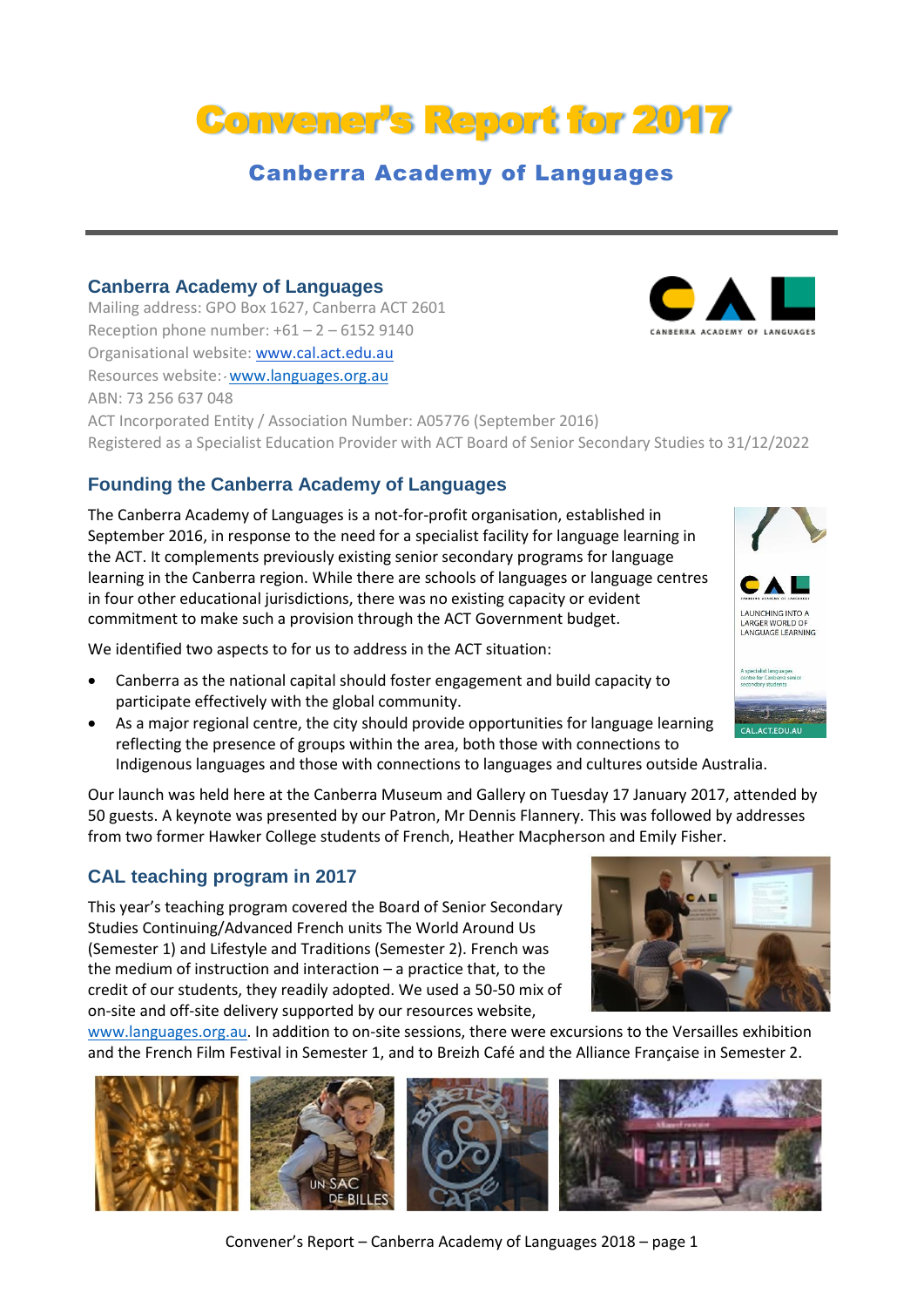# Convener's Report for 2017

## Canberra Academy of Languages

### Canberra Academy of Languages

Mailing address: GPO Box 1627, Canberra ACT 2601
Reception phone number: +61 – 2 – 6152 9140
Organisational website: www.cal.act.edu.au
Resources website: www.languages.org.au
ABN: 73 256 637 048
ACT Incorporated Entity / Association Number: A05776 (September 2016)
Registered as a Specialist Education Provider with ACT Board of Senior Secondary Studies to 31/12/2022

### Founding the Canberra Academy of Languages

The Canberra Academy of Languages is a not-for-profit organisation, established in September 2016, in response to the need for a specialist facility for language learning in the ACT. It complements previously existing senior secondary programs for language learning in the Canberra region. While there are schools of languages or language centres in four other educational jurisdictions, there was no existing capacity or evident commitment to make such a provision through the ACT Government budget.

We identified two aspects to for us to address in the ACT situation:

- Canberra as the national capital should foster engagement and build capacity to participate effectively with the global community.
- As a major regional centre, the city should provide opportunities for language learning reflecting the presence of groups within the area, both those with connections to Indigenous languages and those with connections to languages and cultures outside Australia.

Our launch was held here at the Canberra Museum and Gallery on Tuesday 17 January 2017, attended by 50 guests. A keynote was presented by our Patron, Mr Dennis Flannery. This was followed by addresses from two former Hawker College students of French, Heather Macpherson and Emily Fisher.

### CAL teaching program in 2017

This year's teaching program covered the Board of Senior Secondary Studies Continuing/Advanced French units The World Around Us (Semester 1) and Lifestyle and Traditions (Semester 2). French was the medium of instruction and interaction – a practice that, to the credit of our students, they readily adopted. We used a 50-50 mix of on-site and off-site delivery supported by our resources website, www.languages.org.au. In addition to on-site sessions, there were excursions to the Versailles exhibition and the French Film Festival in Semester 1, and to Breizh Café and the Alliance Française in Semester 2.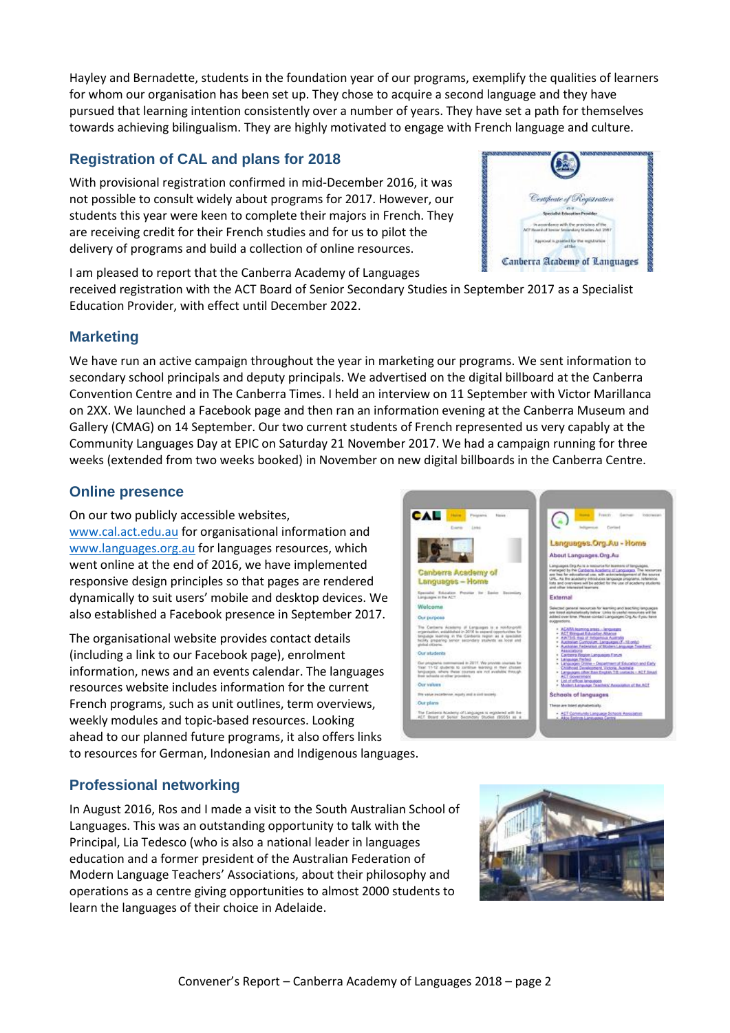Hayley and Bernadette, students in the foundation year of our programs, exemplify the qualities of learners for whom our organisation has been set up. They chose to acquire a second language and they have pursued that learning intention consistently over a number of years. They have set a path for themselves towards achieving bilingualism. They are highly motivated to engage with French language and culture.

## Registration of CAL and plans for 2018

With provisional registration confirmed in mid-December 2016, it was not possible to consult widely about programs for 2017. However, our students this year were keen to complete their majors in French. They are receiving credit for their French studies and for us to pilot the delivery of programs and build a collection of online resources.

I am pleased to report that the Canberra Academy of Languages received registration with the ACT Board of Senior Secondary Studies in September 2017 as a Specialist Education Provider, with effect until December 2022.

## Marketing

We have run an active campaign throughout the year in marketing our programs. We sent information to secondary school principals and deputy principals. We advertised on the digital billboard at the Canberra Convention Centre and in The Canberra Times. I held an interview on 11 September with Victor Marillanca on 2XX. We launched a Facebook page and then ran an information evening at the Canberra Museum and Gallery (CMAG) on 14 September. Our two current students of French represented us very capably at the Community Languages Day at EPIC on Saturday 21 November 2017. We had a campaign running for three weeks (extended from two weeks booked) in November on new digital billboards in the Canberra Centre.

## Online presence

On our two publicly accessible websites, www.cal.act.edu.au for organisational information and www.languages.org.au for languages resources, which went online at the end of 2016, we have implemented responsive design principles so that pages are rendered dynamically to suit users' mobile and desktop devices. We also established a Facebook presence in September 2017.

The organisational website provides contact details (including a link to our Facebook page), enrolment information, news and an events calendar. The languages resources website includes information for the current French programs, such as unit outlines, term overviews, weekly modules and topic-based resources. Looking ahead to our planned future programs, it also offers links to resources for German, Indonesian and Indigenous languages.

## Professional networking

In August 2016, Ros and I made a visit to the South Australian School of Languages. This was an outstanding opportunity to talk with the Principal, Lia Tedesco (who is also a national leader in languages education and a former president of the Australian Federation of Modern Language Teachers' Associations, about their philosophy and operations as a centre giving opportunities to almost 2000 students to learn the languages of their choice in Adelaide.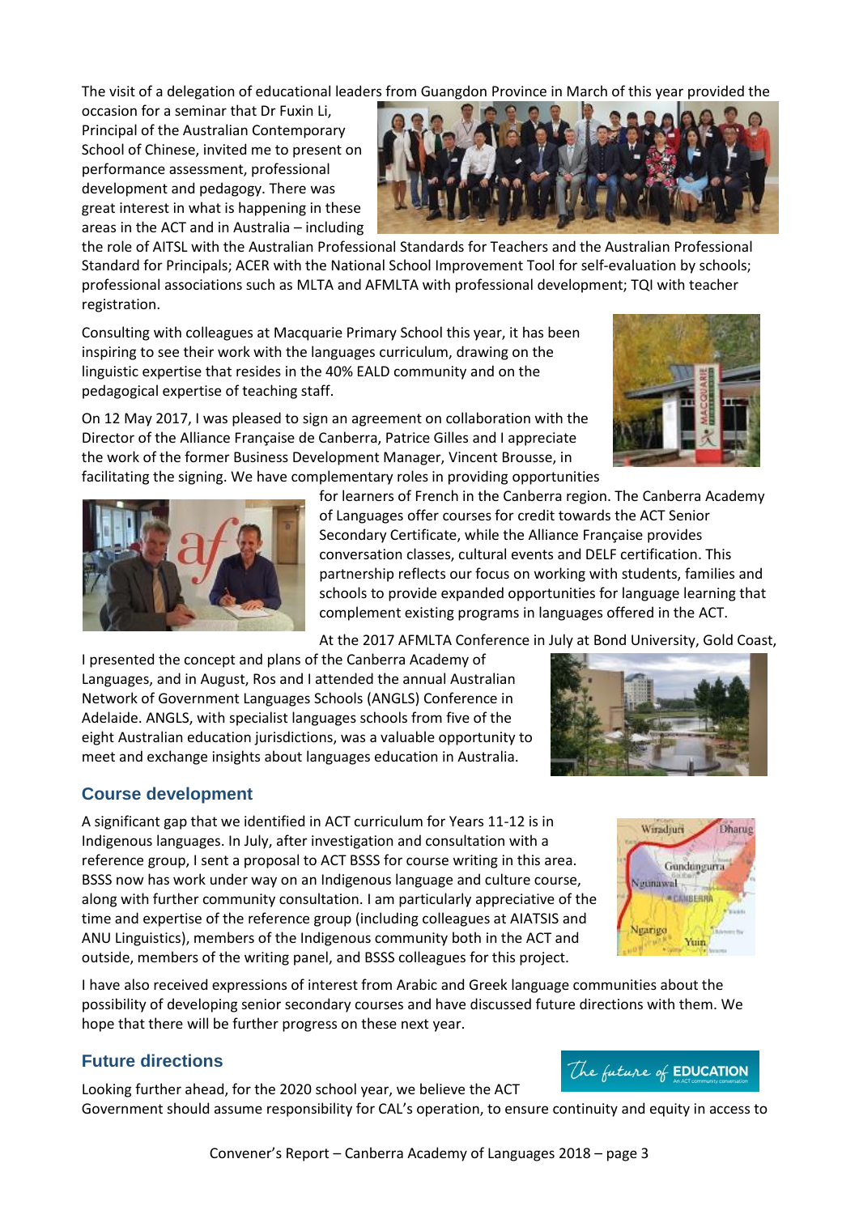The visit of a delegation of educational leaders from Guangdon Province in March of this year provided the occasion for a seminar that Dr Fuxin Li, Principal of the Australian Contemporary School of Chinese, invited me to present on performance assessment, professional development and pedagogy. There was great interest in what is happening in these areas in the ACT and in Australia – including the role of AITSL with the Australian Professional Standards for Teachers and the Australian Professional Standard for Principals; ACER with the National School Improvement Tool for self-evaluation by schools; professional associations such as MLTA and AFMLTA with professional development; TQI with teacher registration.

Consulting with colleagues at Macquarie Primary School this year, it has been inspiring to see their work with the languages curriculum, drawing on the linguistic expertise that resides in the 40% EALD community and on the pedagogical expertise of teaching staff.

On 12 May 2017, I was pleased to sign an agreement on collaboration with the Director of the Alliance Française de Canberra, Patrice Gilles and I appreciate the work of the former Business Development Manager, Vincent Brousse, in facilitating the signing. We have complementary roles in providing opportunities for learners of French in the Canberra region. The Canberra Academy of Languages offer courses for credit towards the ACT Senior Secondary Certificate, while the Alliance Française provides conversation classes, cultural events and DELF certification. This partnership reflects our focus on working with students, families and schools to provide expanded opportunities for language learning that complement existing programs in languages offered in the ACT.

At the 2017 AFMLTA Conference in July at Bond University, Gold Coast, I presented the concept and plans of the Canberra Academy of Languages, and in August, Ros and I attended the annual Australian Network of Government Languages Schools (ANGLS) Conference in Adelaide. ANGLS, with specialist languages schools from five of the eight Australian education jurisdictions, was a valuable opportunity to meet and exchange insights about languages education in Australia.

## Course development

A significant gap that we identified in ACT curriculum for Years 11-12 is in Indigenous languages. In July, after investigation and consultation with a reference group, I sent a proposal to ACT BSSS for course writing in this area. BSSS now has work under way on an Indigenous language and culture course, along with further community consultation. I am particularly appreciative of the time and expertise of the reference group (including colleagues at AIATSIS and ANU Linguistics), members of the Indigenous community both in the ACT and outside, members of the writing panel, and BSSS colleagues for this project.

I have also received expressions of interest from Arabic and Greek language communities about the possibility of developing senior secondary courses and have discussed future directions with them. We hope that there will be further progress on these next year.

## Future directions

Looking further ahead, for the 2020 school year, we believe the ACT Government should assume responsibility for CAL's operation, to ensure continuity and equity in access to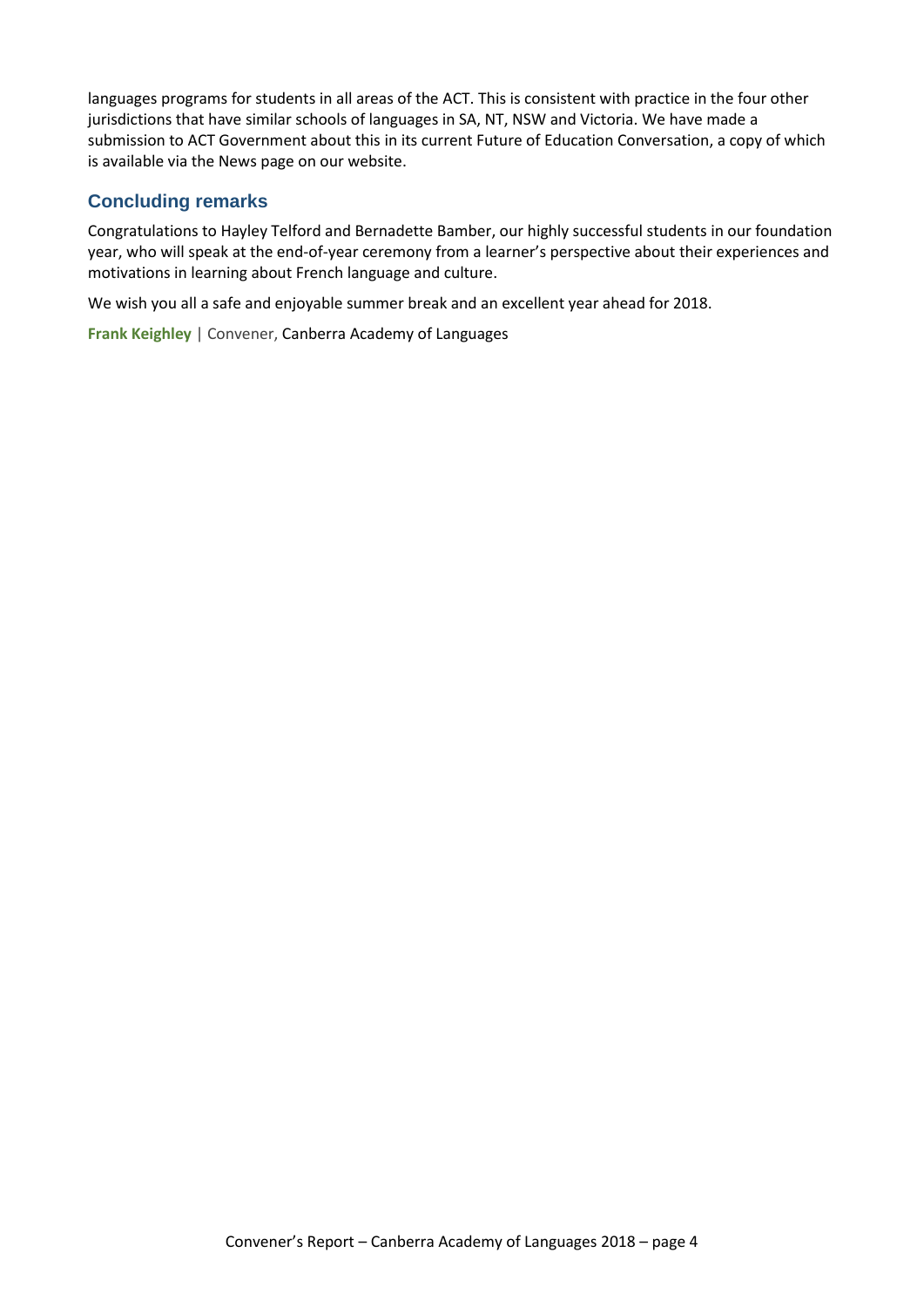languages programs for students in all areas of the ACT. This is consistent with practice in the four other jurisdictions that have similar schools of languages in SA, NT, NSW and Victoria. We have made a submission to ACT Government about this in its current Future of Education Conversation, a copy of which is available via the News page on our website.

## Concluding remarks

Congratulations to Hayley Telford and Bernadette Bamber, our highly successful students in our foundation year, who will speak at the end-of-year ceremony from a learner's perspective about their experiences and motivations in learning about French language and culture.

We wish you all a safe and enjoyable summer break and an excellent year ahead for 2018.

**Frank Keighley** | Convener, Canberra Academy of Languages